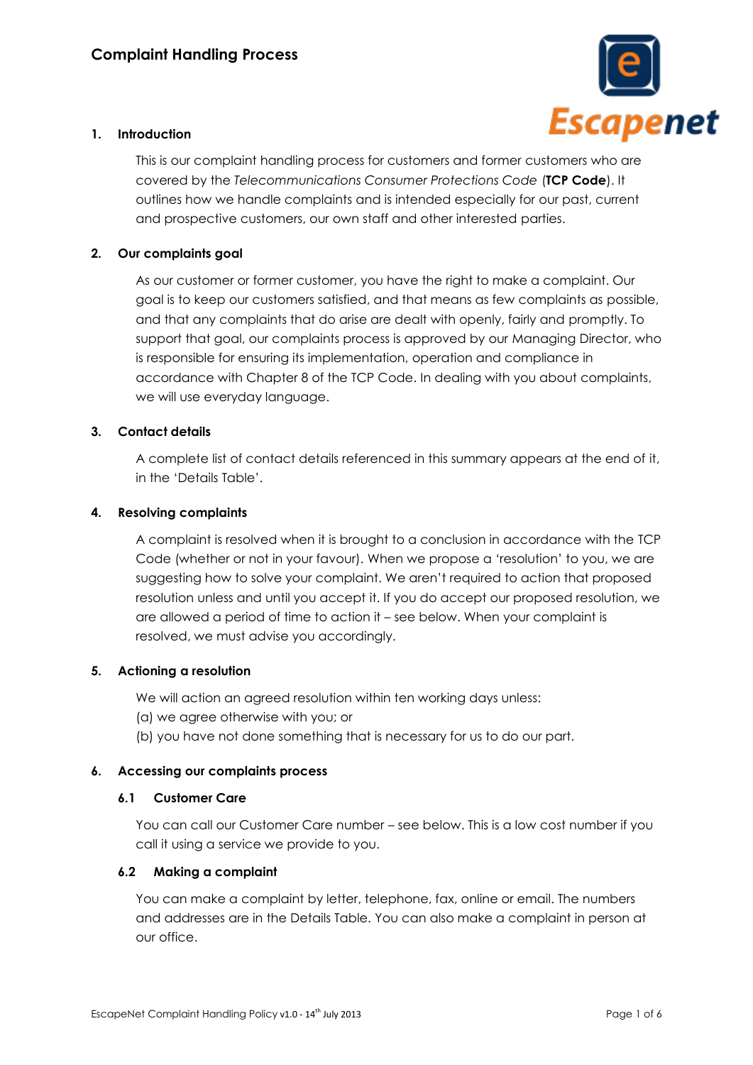# Complaint Handling Process

## 1. Introduction

This is our complaint handling process for customers and former customers who are covered by the *Telecommunications Consumer Protections Code* (**TCP Code**). It outlines how we handle complaints and is intended especially for our past, current and prospective customers, our own staff and other interested parties.

## 2. Our complaints goal

As our customer or former customer, you have the right to make a complaint. Our goal is to keep our customers satisfied, and that means as few complaints as possible, and that any complaints that do arise are dealt with openly, fairly and promptly. To support that goal, our complaints process is approved by our Managing Director, who is responsible for ensuring its implementation, operation and compliance in accordance with Chapter 8 of the TCP Code. In dealing with you about complaints, we will use everyday language.

## 3. Contact details

A complete list of contact details referenced in this summary appears at the end of it, in the 'Details Table'.

## 4. Resolving complaints

A complaint is resolved when it is brought to a conclusion in accordance with the TCP Code (whether or not in your favour). When we propose a 'resolution' to you, we are suggesting how to solve your complaint. We aren't required to action that proposed resolution unless and until you accept it. If you do accept our proposed resolution, we are allowed a period of time to action it – see below. When your complaint is resolved, we must advise you accordingly.

## 5. Actioning a resolution

We will action an agreed resolution within ten working days unless:

(a) we agree otherwise with you; or

(b) you have not done something that is necessary for us to do our part.

## 6. Accessing our complaints process

### 6.1 Customer Care

You can call our Customer Care number – see below. This is a low cost number if you call it using a service we provide to you.

### 6.2 Making a complaint

You can make a complaint by letter, telephone, fax, online or email. The numbers and addresses are in the Details Table. You can also make a complaint in person at our office.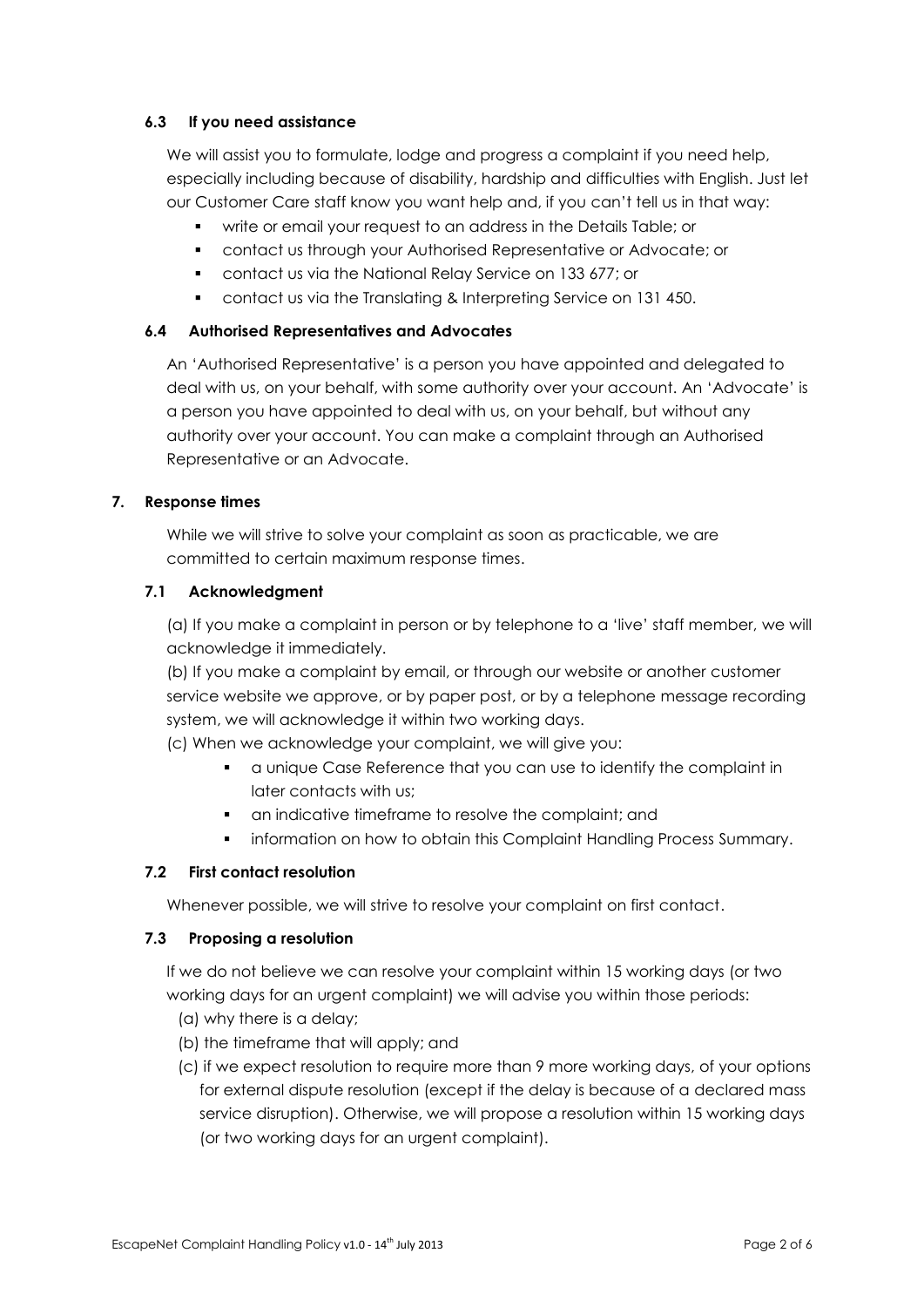### 6.3 If you need assistance

We will assist you to formulate, lodge and progress a complaint if you need help, especially including because of disability, hardship and difficulties with English. Just let our Customer Care staff know you want help and, if you can't tell us in that way:

- write or email your request to an address in the Details Table; or
- contact us through your Authorised Representative or Advocate; or
- contact us via the National Relay Service on 133 677; or
- contact us via the Translating & Interpreting Service on 131 450.

### 6.4 Authorised Representatives and Advocates

An 'Authorised Representative' is a person you have appointed and delegated to deal with us, on your behalf, with some authority over your account. An 'Advocate' is a person you have appointed to deal with us, on your behalf, but without any authority over your account. You can make a complaint through an Authorised Representative or an Advocate.

## 7. Response times

While we will strive to solve your complaint as soon as practicable, we are committed to certain maximum response times.

### 7.1 Acknowledgment

(a) If you make a complaint in person or by telephone to a 'live' staff member, we will acknowledge it immediately.

(b) If you make a complaint by email, or through our website or another customer service website we approve, or by paper post, or by a telephone message recording system, we will acknowledge it within two working days.

(c) When we acknowledge your complaint, we will give you:

- a unique Case Reference that you can use to identify the complaint in later contacts with us;
- an indicative timeframe to resolve the complaint; and
- information on how to obtain this Complaint Handling Process Summary.

### 7.2 First contact resolution

Whenever possible, we will strive to resolve your complaint on first contact.

### 7.3 Proposing a resolution

If we do not believe we can resolve your complaint within 15 working days (or two working days for an urgent complaint) we will advise you within those periods:

(a) why there is a delay;

(b) the timeframe that will apply; and

(c) if we expect resolution to require more than 9 more working days, of your options for external dispute resolution (except if the delay is because of a declared mass service disruption). Otherwise, we will propose a resolution within 15 working days (or two working days for an urgent complaint).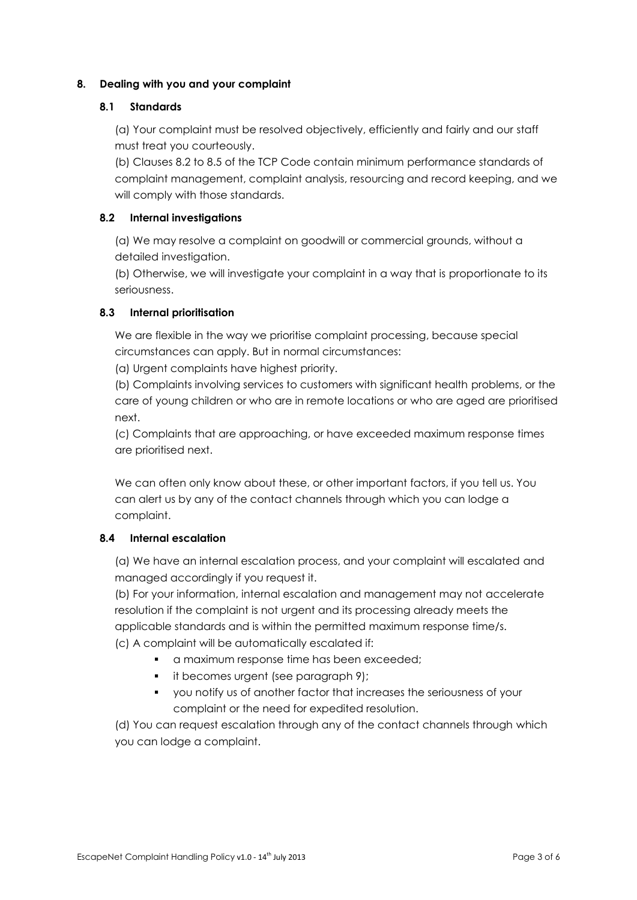## 8. Dealing with you and your complaint

### 8.1 Standards

(a) Your complaint must be resolved objectively, efficiently and fairly and our staff must treat you courteously.

(b) Clauses 8.2 to 8.5 of the TCP Code contain minimum performance standards of complaint management, complaint analysis, resourcing and record keeping, and we will comply with those standards.

### 8.2 Internal investigations

(a) We may resolve a complaint on goodwill or commercial grounds, without a detailed investigation.

(b) Otherwise, we will investigate your complaint in a way that is proportionate to its seriousness.

### 8.3 Internal prioritisation

We are flexible in the way we prioritise complaint processing, because special circumstances can apply. But in normal circumstances:

(a) Urgent complaints have highest priority.

(b) Complaints involving services to customers with significant health problems, or the care of young children or who are in remote locations or who are aged are prioritised next.

(c) Complaints that are approaching, or have exceeded maximum response times are prioritised next.

We can often only know about these, or other important factors, if you tell us. You can alert us by any of the contact channels through which you can lodge a complaint.

### 8.4 Internal escalation

(a) We have an internal escalation process, and your complaint will escalated and managed accordingly if you request it.

(b) For your information, internal escalation and management may not accelerate resolution if the complaint is not urgent and its processing already meets the applicable standards and is within the permitted maximum response time/s.

(c) A complaint will be automatically escalated if:

- a maximum response time has been exceeded;
- it becomes urgent (see paragraph 9);
- you notify us of another factor that increases the seriousness of your complaint or the need for expedited resolution.

(d) You can request escalation through any of the contact channels through which you can lodge a complaint.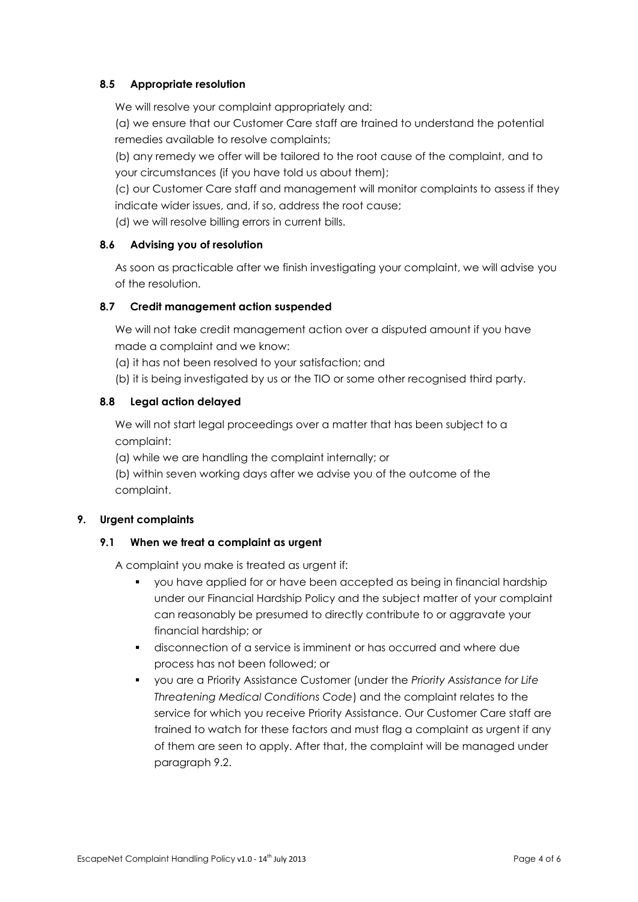#### 8.5 Appropriate resolution

We will resolve your complaint appropriately and:

(a) we ensure that our Customer Care staff are trained to understand the potential remedies available to resolve complaints;

(b) any remedy we offer will be tailored to the root cause of the complaint, and to your circumstances (if you have told us about them);

(c) our Customer Care staff and management will monitor complaints to assess if they indicate wider issues, and, if so, address the root cause;

(d) we will resolve billing errors in current bills.

#### 8.6 Advising you of resolution

As soon as practicable after we finish investigating your complaint, we will advise you of the resolution.

#### 8.7 Credit management action suspended

We will not take credit management action over a disputed amount if you have made a complaint and we know:

(a) it has not been resolved to your satisfaction; and

(b) it is being investigated by us or the TIO or some other recognised third party.

#### 8.8 Legal action delayed

We will not start legal proceedings over a matter that has been subject to a complaint:

(a) while we are handling the complaint internally; or

(b) within seven working days after we advise you of the outcome of the complaint.

### 9. Urgent complaints

#### 9.1 When we treat a complaint as urgent

A complaint you make is treated as urgent if:

- you have applied for or have been accepted as being in financial hardship under our Financial Hardship Policy and the subject matter of your complaint can reasonably be presumed to directly contribute to or aggravate your financial hardship; or
- disconnection of a service is imminent or has occurred and where due process has not been followed; or
- you are a Priority Assistance Customer (under the *Priority Assistance for Life Threatening Medical Conditions Code*) and the complaint relates to the service for which you receive Priority Assistance. Our Customer Care staff are trained to watch for these factors and must flag a complaint as urgent if any of them are seen to apply. After that, the complaint will be managed under paragraph 9.2.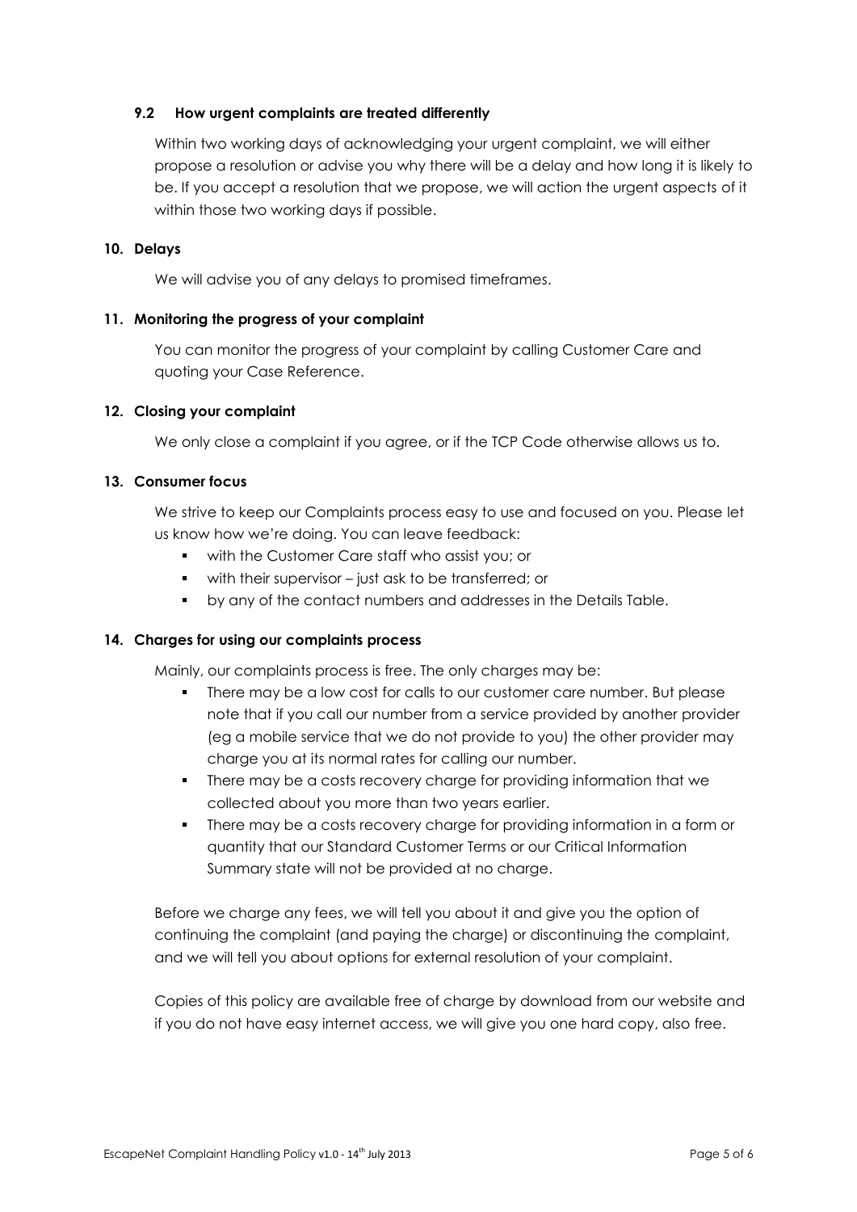### 9.2 How urgent complaints are treated differently

Within two working days of acknowledging your urgent complaint, we will either propose a resolution or advise you why there will be a delay and how long it is likely to be. If you accept a resolution that we propose, we will action the urgent aspects of it within those two working days if possible.

## 10. Delays

We will advise you of any delays to promised timeframes.

## 11. Monitoring the progress of your complaint

You can monitor the progress of your complaint by calling Customer Care and quoting your Case Reference.

## 12. Closing your complaint

We only close a complaint if you agree, or if the TCP Code otherwise allows us to.

## 13. Consumer focus

We strive to keep our Complaints process easy to use and focused on you. Please let us know how we're doing. You can leave feedback:

- with the Customer Care staff who assist you; or
- with their supervisor – just ask to be transferred; or
- by any of the contact numbers and addresses in the Details Table.

## 14. Charges for using our complaints process

Mainly, our complaints process is free. The only charges may be:

- There may be a low cost for calls to our customer care number. But please note that if you call our number from a service provided by another provider (eg a mobile service that we do not provide to you) the other provider may charge you at its normal rates for calling our number.
- There may be a costs recovery charge for providing information that we collected about you more than two years earlier.
- There may be a costs recovery charge for providing information in a form or quantity that our Standard Customer Terms or our Critical Information Summary state will not be provided at no charge.

Before we charge any fees, we will tell you about it and give you the option of continuing the complaint (and paying the charge) or discontinuing the complaint, and we will tell you about options for external resolution of your complaint.

Copies of this policy are available free of charge by download from our website and if you do not have easy internet access, we will give you one hard copy, also free.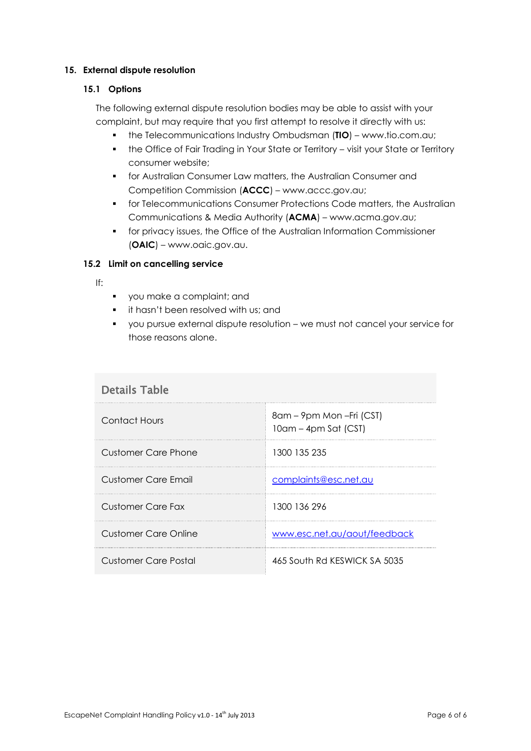## 15. External dispute resolution

### 15.1 Options

The following external dispute resolution bodies may be able to assist with your complaint, but may require that you first attempt to resolve it directly with us:

- the Telecommunications Industry Ombudsman (**TIO**) – www.tio.com.au;
- the Office of Fair Trading in Your State or Territory – visit your State or Territory consumer website;
- for Australian Consumer Law matters, the Australian Consumer and Competition Commission (**ACCC**) – www.accc.gov.au;
- for Telecommunications Consumer Protections Code matters, the Australian Communications & Media Authority (**ACMA**) – www.acma.gov.au;
- for privacy issues, the Office of the Australian Information Commissioner (**OAIC**) – www.oaic.gov.au.

### 15.2 Limit on cancelling service

If:

- you make a complaint; and
- it hasn't been resolved with us; and
- you pursue external dispute resolution – we must not cancel your service for those reasons alone.

| Details Table | |
|---|---|
| Contact Hours | 8am – 9pm Mon –Fri (CST)<br>10am – 4pm Sat (CST) |
| Customer Care Phone | 1300 135 235 |
| Customer Care Email | complaints@esc.net.au |
| Customer Care Fax | 1300 136 296 |
| Customer Care Online | www.esc.net.au/aout/feedback |
| Customer Care Postal | 465 South Rd KESWICK SA 5035 |